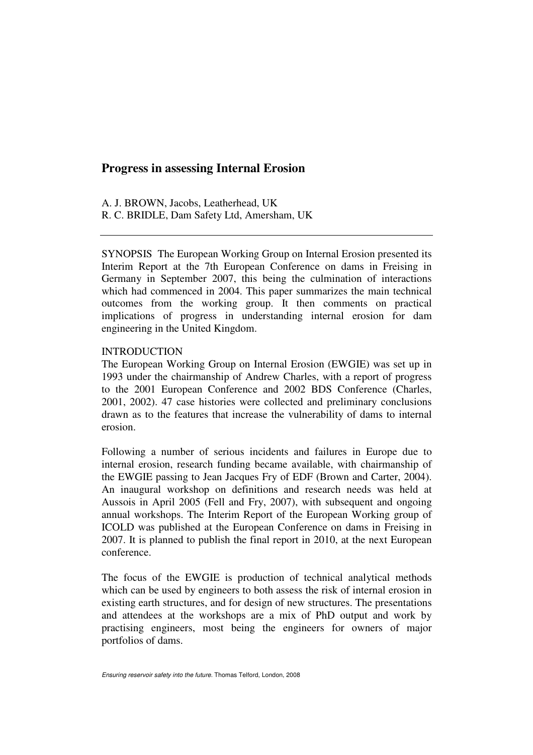# Progress in assessing Internal Erosion

A. J. BROWN, Jacobs, Leatherhead, UK
R. C. BRIDLE, Dam Safety Ltd, Amersham, UK

---

SYNOPSIS The European Working Group on Internal Erosion presented its Interim Report at the 7th European Conference on dams in Freising in Germany in September 2007, this being the culmination of interactions which had commenced in 2004. This paper summarizes the main technical outcomes from the working group. It then comments on practical implications of progress in understanding internal erosion for dam engineering in the United Kingdom.

## INTRODUCTION

The European Working Group on Internal Erosion (EWGIE) was set up in 1993 under the chairmanship of Andrew Charles, with a report of progress to the 2001 European Conference and 2002 BDS Conference (Charles, 2001, 2002). 47 case histories were collected and preliminary conclusions drawn as to the features that increase the vulnerability of dams to internal erosion.

Following a number of serious incidents and failures in Europe due to internal erosion, research funding became available, with chairmanship of the EWGIE passing to Jean Jacques Fry of EDF (Brown and Carter, 2004). An inaugural workshop on definitions and research needs was held at Aussois in April 2005 (Fell and Fry, 2007), with subsequent and ongoing annual workshops. The Interim Report of the European Working group of ICOLD was published at the European Conference on dams in Freising in 2007. It is planned to publish the final report in 2010, at the next European conference.

The focus of the EWGIE is production of technical analytical methods which can be used by engineers to both assess the risk of internal erosion in existing earth structures, and for design of new structures. The presentations and attendees at the workshops are a mix of PhD output and work by practising engineers, most being the engineers for owners of major portfolios of dams.

*Ensuring reservoir safety into the future.* Thomas Telford, London, 2008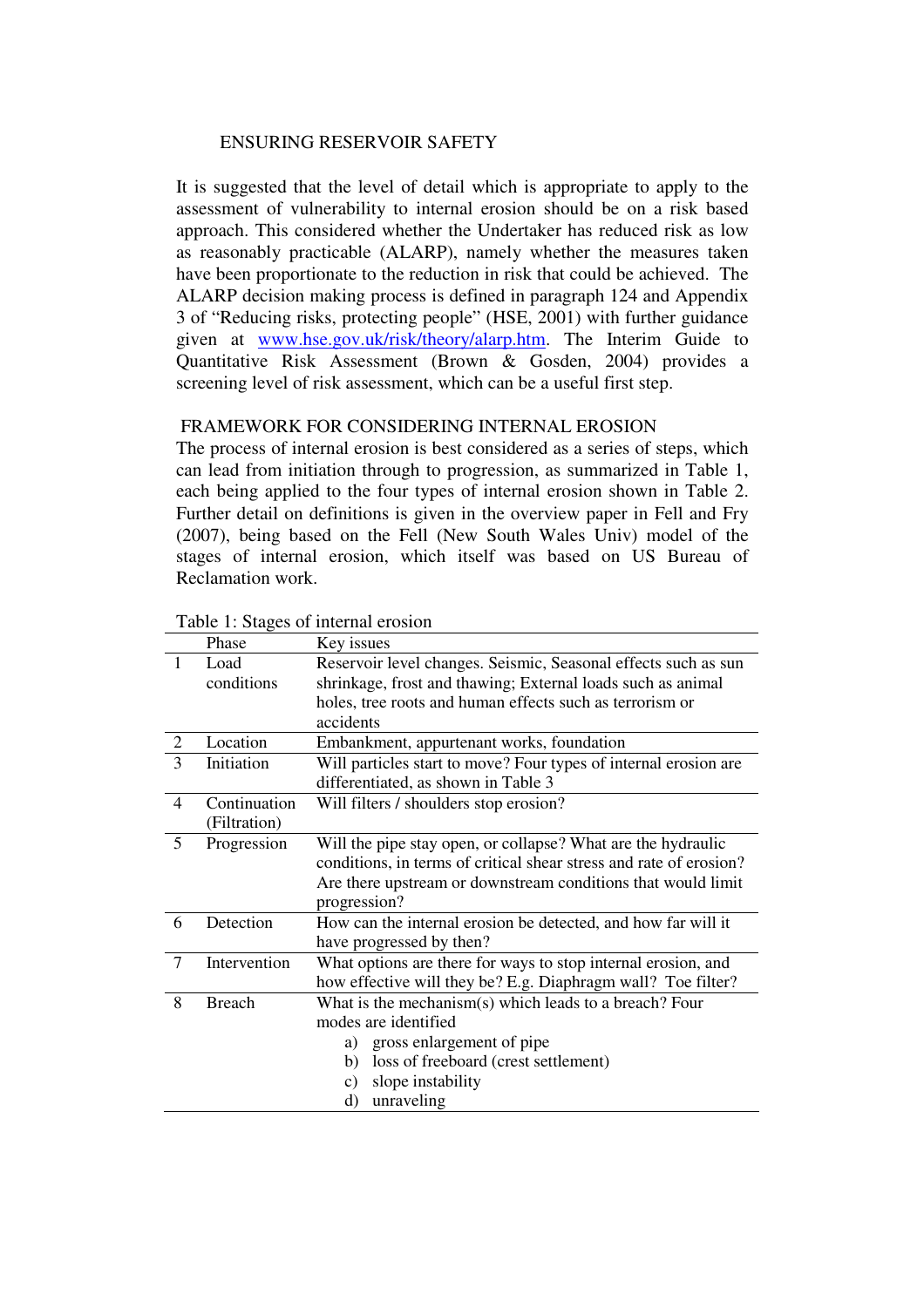ENSURING RESERVOIR SAFETY

It is suggested that the level of detail which is appropriate to apply to the assessment of vulnerability to internal erosion should be on a risk based approach. This considered whether the Undertaker has reduced risk as low as reasonably practicable (ALARP), namely whether the measures taken have been proportionate to the reduction in risk that could be achieved. The ALARP decision making process is defined in paragraph 124 and Appendix 3 of "Reducing risks, protecting people" (HSE, 2001) with further guidance given at www.hse.gov.uk/risk/theory/alarp.htm. The Interim Guide to Quantitative Risk Assessment (Brown & Gosden, 2004) provides a screening level of risk assessment, which can be a useful first step.

## FRAMEWORK FOR CONSIDERING INTERNAL EROSION

The process of internal erosion is best considered as a series of steps, which can lead from initiation through to progression, as summarized in Table 1, each being applied to the four types of internal erosion shown in Table 2. Further detail on definitions is given in the overview paper in Fell and Fry (2007), being based on the Fell (New South Wales Univ) model of the stages of internal erosion, which itself was based on US Bureau of Reclamation work.

Table 1: Stages of internal erosion

| | Phase | Key issues |
|---|---|---|
| 1 | Load conditions | Reservoir level changes. Seismic, Seasonal effects such as sun shrinkage, frost and thawing; External loads such as animal holes, tree roots and human effects such as terrorism or accidents |
| 2 | Location | Embankment, appurtenant works, foundation |
| 3 | Initiation | Will particles start to move? Four types of internal erosion are differentiated, as shown in Table 3 |
| 4 | Continuation (Filtration) | Will filters / shoulders stop erosion? |
| 5 | Progression | Will the pipe stay open, or collapse? What are the hydraulic conditions, in terms of critical shear stress and rate of erosion? Are there upstream or downstream conditions that would limit progression? |
| 6 | Detection | How can the internal erosion be detected, and how far will it have progressed by then? |
| 7 | Intervention | What options are there for ways to stop internal erosion, and how effective will they be? E.g. Diaphragm wall? Toe filter? |
| 8 | Breach | What is the mechanism(s) which leads to a breach? Four modes are identified<br>a) gross enlargement of pipe<br>b) loss of freeboard (crest settlement)<br>c) slope instability<br>d) unraveling |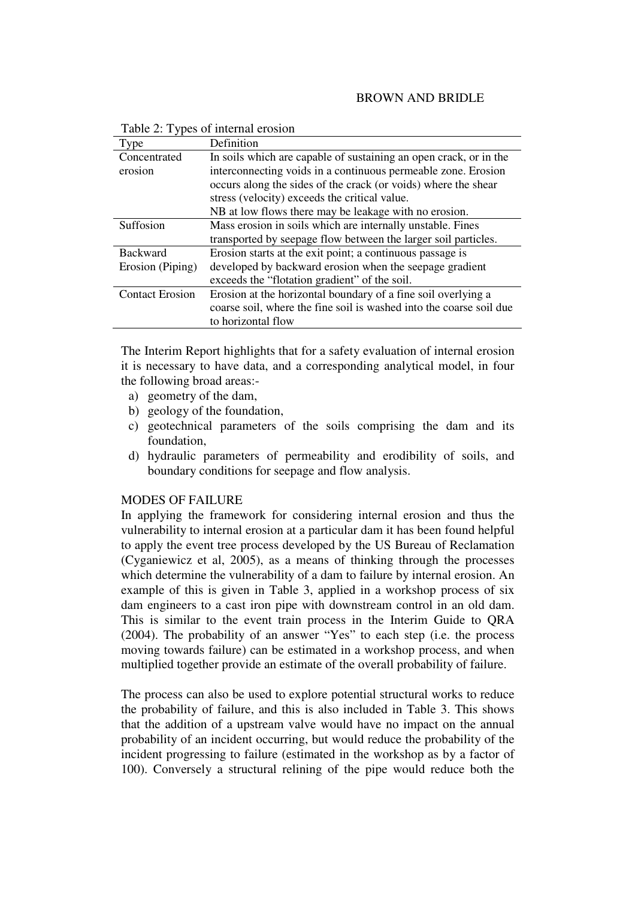Table 2: Types of internal erosion

| Type | Definition |
|---|---|
| Concentrated erosion | In soils which are capable of sustaining an open crack, or in the interconnecting voids in a continuous permeable zone. Erosion occurs along the sides of the crack (or voids) where the shear stress (velocity) exceeds the critical value. NB at low flows there may be leakage with no erosion. |
| Suffosion | Mass erosion in soils which are internally unstable. Fines transported by seepage flow between the larger soil particles. |
| Backward Erosion (Piping) | Erosion starts at the exit point; a continuous passage is developed by backward erosion when the seepage gradient exceeds the "flotation gradient" of the soil. |
| Contact Erosion | Erosion at the horizontal boundary of a fine soil overlying a coarse soil, where the fine soil is washed into the coarse soil due to horizontal flow |

The Interim Report highlights that for a safety evaluation of internal erosion it is necessary to have data, and a corresponding analytical model, in four the following broad areas:-

a) geometry of the dam,
b) geology of the foundation,
c) geotechnical parameters of the soils comprising the dam and its foundation,
d) hydraulic parameters of permeability and erodibility of soils, and boundary conditions for seepage and flow analysis.

## MODES OF FAILURE

In applying the framework for considering internal erosion and thus the vulnerability to internal erosion at a particular dam it has been found helpful to apply the event tree process developed by the US Bureau of Reclamation (Cyganiewicz et al, 2005), as a means of thinking through the processes which determine the vulnerability of a dam to failure by internal erosion. An example of this is given in Table 3, applied in a workshop process of six dam engineers to a cast iron pipe with downstream control in an old dam. This is similar to the event train process in the Interim Guide to QRA (2004). The probability of an answer "Yes" to each step (i.e. the process moving towards failure) can be estimated in a workshop process, and when multiplied together provide an estimate of the overall probability of failure.

The process can also be used to explore potential structural works to reduce the probability of failure, and this is also included in Table 3. This shows that the addition of a upstream valve would have no impact on the annual probability of an incident occurring, but would reduce the probability of the incident progressing to failure (estimated in the workshop as by a factor of 100). Conversely a structural relining of the pipe would reduce both the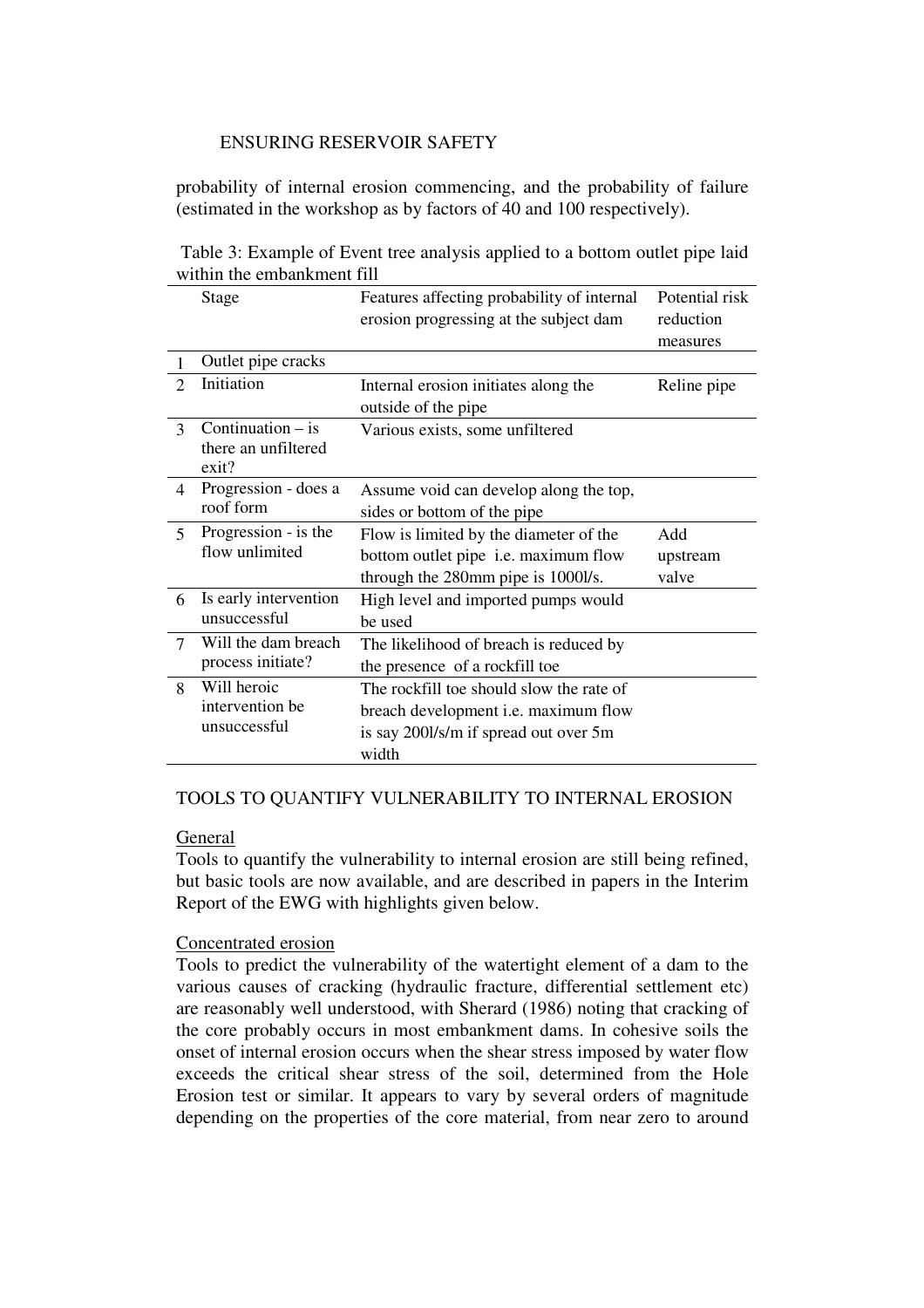probability of internal erosion commencing, and the probability of failure (estimated in the workshop as by factors of 40 and 100 respectively).

Table 3: Example of Event tree analysis applied to a bottom outlet pipe laid within the embankment fill

| | Stage | Features affecting probability of internal erosion progressing at the subject dam | Potential risk reduction measures |
|---|---|---|---|
| 1 | Outlet pipe cracks | | |
| 2 | Initiation | Internal erosion initiates along the outside of the pipe | Reline pipe |
| 3 | Continuation – is there an unfiltered exit? | Various exists, some unfiltered | |
| 4 | Progression - does a roof form | Assume void can develop along the top, sides or bottom of the pipe | |
| 5 | Progression - is the flow unlimited | Flow is limited by the diameter of the bottom outlet pipe i.e. maximum flow through the 280mm pipe is 1000l/s. | Add upstream valve |
| 6 | Is early intervention unsuccessful | High level and imported pumps would be used | |
| 7 | Will the dam breach process initiate? | The likelihood of breach is reduced by the presence of a rockfill toe | |
| 8 | Will heroic intervention be unsuccessful | The rockfill toe should slow the rate of breach development i.e. maximum flow is say 200l/s/m if spread out over 5m width | |

## TOOLS TO QUANTIFY VULNERABILITY TO INTERNAL EROSION

### General

Tools to quantify the vulnerability to internal erosion are still being refined, but basic tools are now available, and are described in papers in the Interim Report of the EWG with highlights given below.

### Concentrated erosion

Tools to predict the vulnerability of the watertight element of a dam to the various causes of cracking (hydraulic fracture, differential settlement etc) are reasonably well understood, with Sherard (1986) noting that cracking of the core probably occurs in most embankment dams. In cohesive soils the onset of internal erosion occurs when the shear stress imposed by water flow exceeds the critical shear stress of the soil, determined from the Hole Erosion test or similar. It appears to vary by several orders of magnitude depending on the properties of the core material, from near zero to around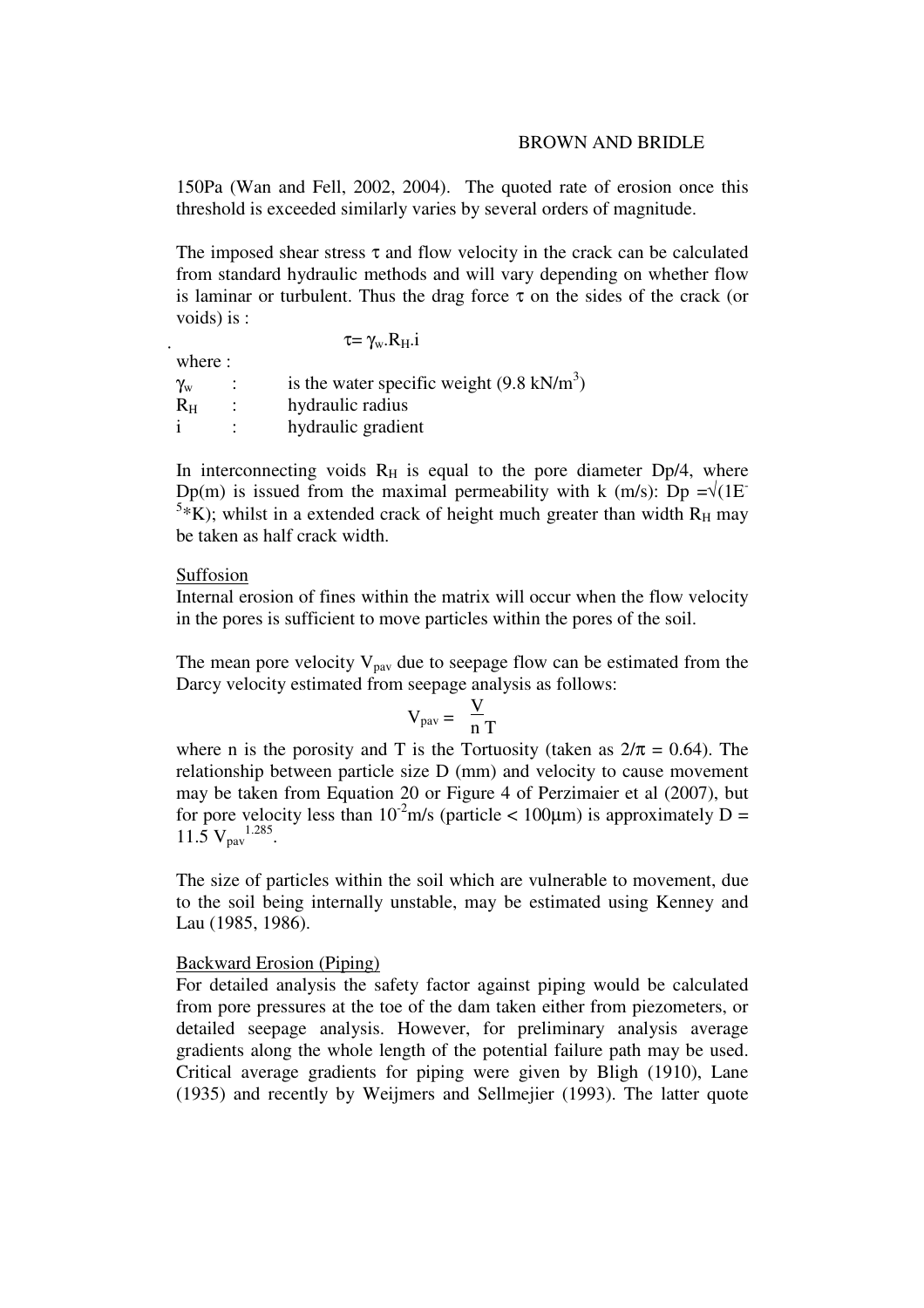150Pa (Wan and Fell, 2002, 2004). The quoted rate of erosion once this threshold is exceeded similarly varies by several orders of magnitude.

The imposed shear stress $\tau$ and flow velocity in the crack can be calculated from standard hydraulic methods and will vary depending on whether flow is laminar or turbulent. Thus the drag force $\tau$ on the sides of the crack (or voids) is :

$$\tau = \gamma_w . R_H . i$$

where :

| | | |
|---|---|---|
| $\gamma_w$ | : | is the water specific weight (9.8 kN/m$^3$) |
| $R_H$ | : | hydraulic radius |
| i | : | hydraulic gradient |

In interconnecting voids $R_H$ is equal to the pore diameter Dp/4, where Dp(m) is issued from the maximal permeability with k (m/s): $Dp = \sqrt{(1E^{-5} * K)}$; whilst in a extended crack of height much greater than width $R_H$ may be taken as half crack width.

Suffosion

Internal erosion of fines within the matrix will occur when the flow velocity in the pores is sufficient to move particles within the pores of the soil.

The mean pore velocity $V_{pav}$ due to seepage flow can be estimated from the Darcy velocity estimated from seepage analysis as follows:

$$V_{pav} = \frac{V}{n\,T}$$

where n is the porosity and T is the Tortuosity (taken as $2/\pi = 0.64$). The relationship between particle size D (mm) and velocity to cause movement may be taken from Equation 20 or Figure 4 of Perzimaier et al (2007), but for pore velocity less than $10^{-2}$m/s (particle < 100μm) is approximately $D = 11.5\ V_{pav}^{1.285}$.

The size of particles within the soil which are vulnerable to movement, due to the soil being internally unstable, may be estimated using Kenney and Lau (1985, 1986).

Backward Erosion (Piping)

For detailed analysis the safety factor against piping would be calculated from pore pressures at the toe of the dam taken either from piezometers, or detailed seepage analysis. However, for preliminary analysis average gradients along the whole length of the potential failure path may be used. Critical average gradients for piping were given by Bligh (1910), Lane (1935) and recently by Weijmers and Sellmejier (1993). The latter quote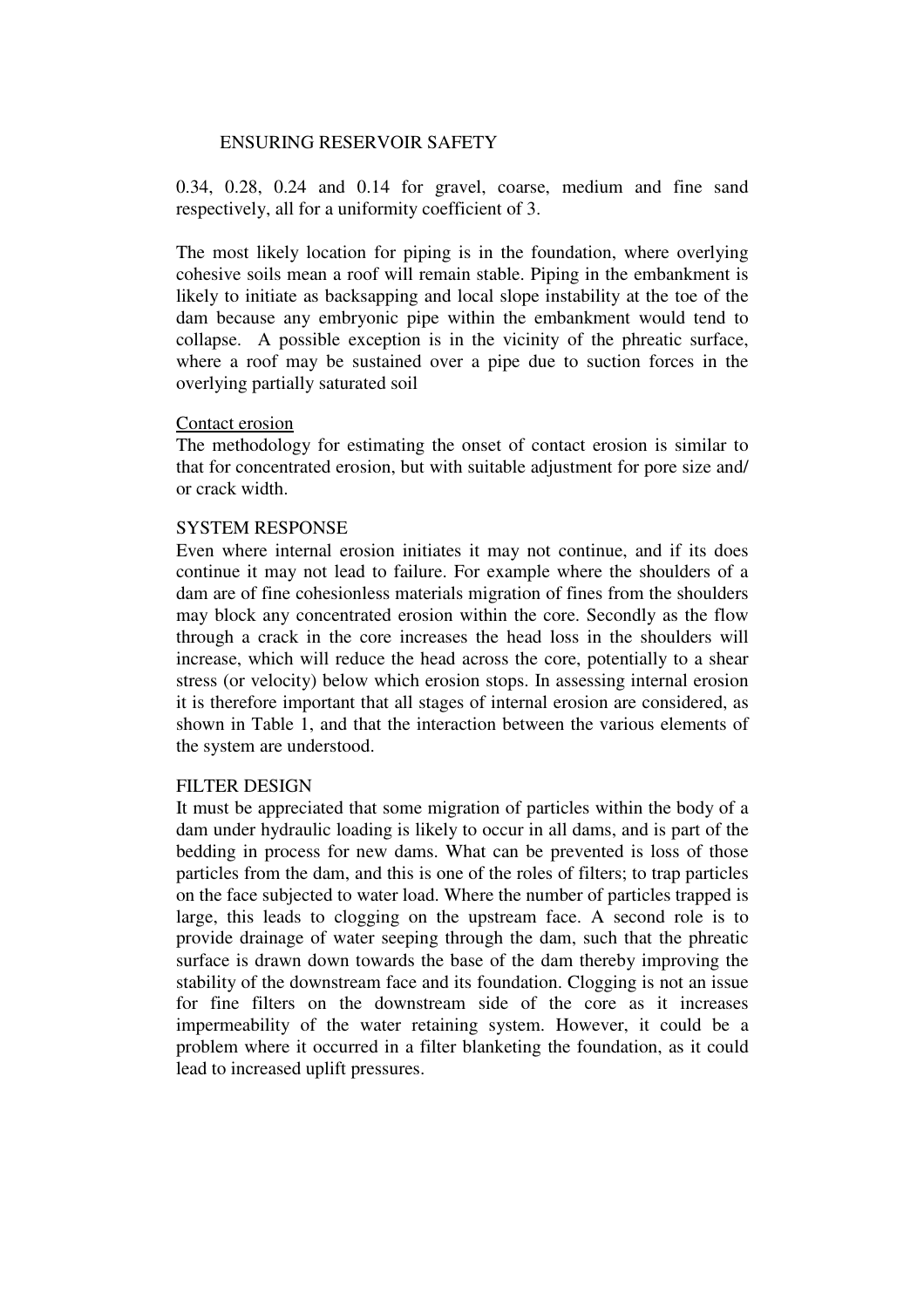0.34, 0.28, 0.24 and 0.14 for gravel, coarse, medium and fine sand respectively, all for a uniformity coefficient of 3.

The most likely location for piping is in the foundation, where overlying cohesive soils mean a roof will remain stable. Piping in the embankment is likely to initiate as backsapping and local slope instability at the toe of the dam because any embryonic pipe within the embankment would tend to collapse. A possible exception is in the vicinity of the phreatic surface, where a roof may be sustained over a pipe due to suction forces in the overlying partially saturated soil

### Contact erosion

The methodology for estimating the onset of contact erosion is similar to that for concentrated erosion, but with suitable adjustment for pore size and/ or crack width.

## SYSTEM RESPONSE

Even where internal erosion initiates it may not continue, and if its does continue it may not lead to failure. For example where the shoulders of a dam are of fine cohesionless materials migration of fines from the shoulders may block any concentrated erosion within the core. Secondly as the flow through a crack in the core increases the head loss in the shoulders will increase, which will reduce the head across the core, potentially to a shear stress (or velocity) below which erosion stops. In assessing internal erosion it is therefore important that all stages of internal erosion are considered, as shown in Table 1, and that the interaction between the various elements of the system are understood.

## FILTER DESIGN

It must be appreciated that some migration of particles within the body of a dam under hydraulic loading is likely to occur in all dams, and is part of the bedding in process for new dams. What can be prevented is loss of those particles from the dam, and this is one of the roles of filters; to trap particles on the face subjected to water load. Where the number of particles trapped is large, this leads to clogging on the upstream face. A second role is to provide drainage of water seeping through the dam, such that the phreatic surface is drawn down towards the base of the dam thereby improving the stability of the downstream face and its foundation. Clogging is not an issue for fine filters on the downstream side of the core as it increases impermeability of the water retaining system. However, it could be a problem where it occurred in a filter blanketing the foundation, as it could lead to increased uplift pressures.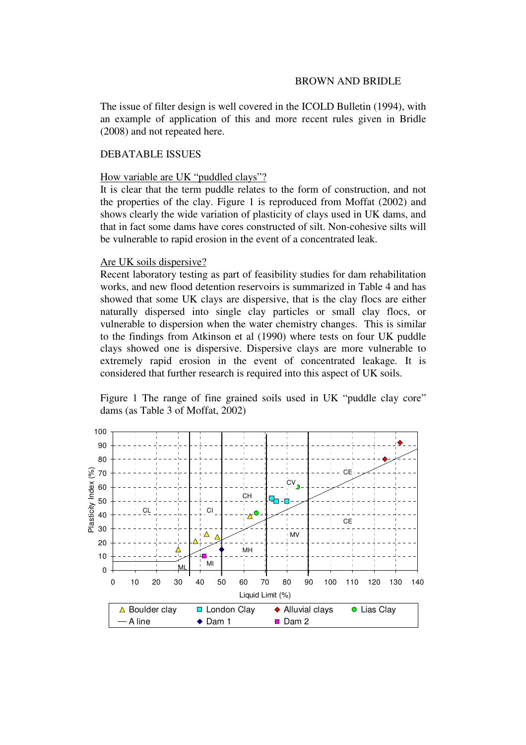The issue of filter design is well covered in the ICOLD Bulletin (1994), with an example of application of this and more recent rules given in Bridle (2008) and not repeated here.

## DEBATABLE ISSUES

### How variable are UK "puddled clays"?

It is clear that the term puddle relates to the form of construction, and not the properties of the clay. Figure 1 is reproduced from Moffat (2002) and shows clearly the wide variation of plasticity of clays used in UK dams, and that in fact some dams have cores constructed of silt. Non-cohesive silts will be vulnerable to rapid erosion in the event of a concentrated leak.

### Are UK soils dispersive?

Recent laboratory testing as part of feasibility studies for dam rehabilitation works, and new flood detention reservoirs is summarized in Table 4 and has showed that some UK clays are dispersive, that is the clay flocs are either naturally dispersed into single clay particles or small clay flocs, or vulnerable to dispersion when the water chemistry changes. This is similar to the findings from Atkinson et al (1990) where tests on four UK puddle clays showed one is dispersive. Dispersive clays are more vulnerable to extremely rapid erosion in the event of concentrated leakage. It is considered that further research is required into this aspect of UK soils.

Figure 1 The range of fine grained soils used in UK "puddle clay core" dams (as Table 3 of Moffat, 2002)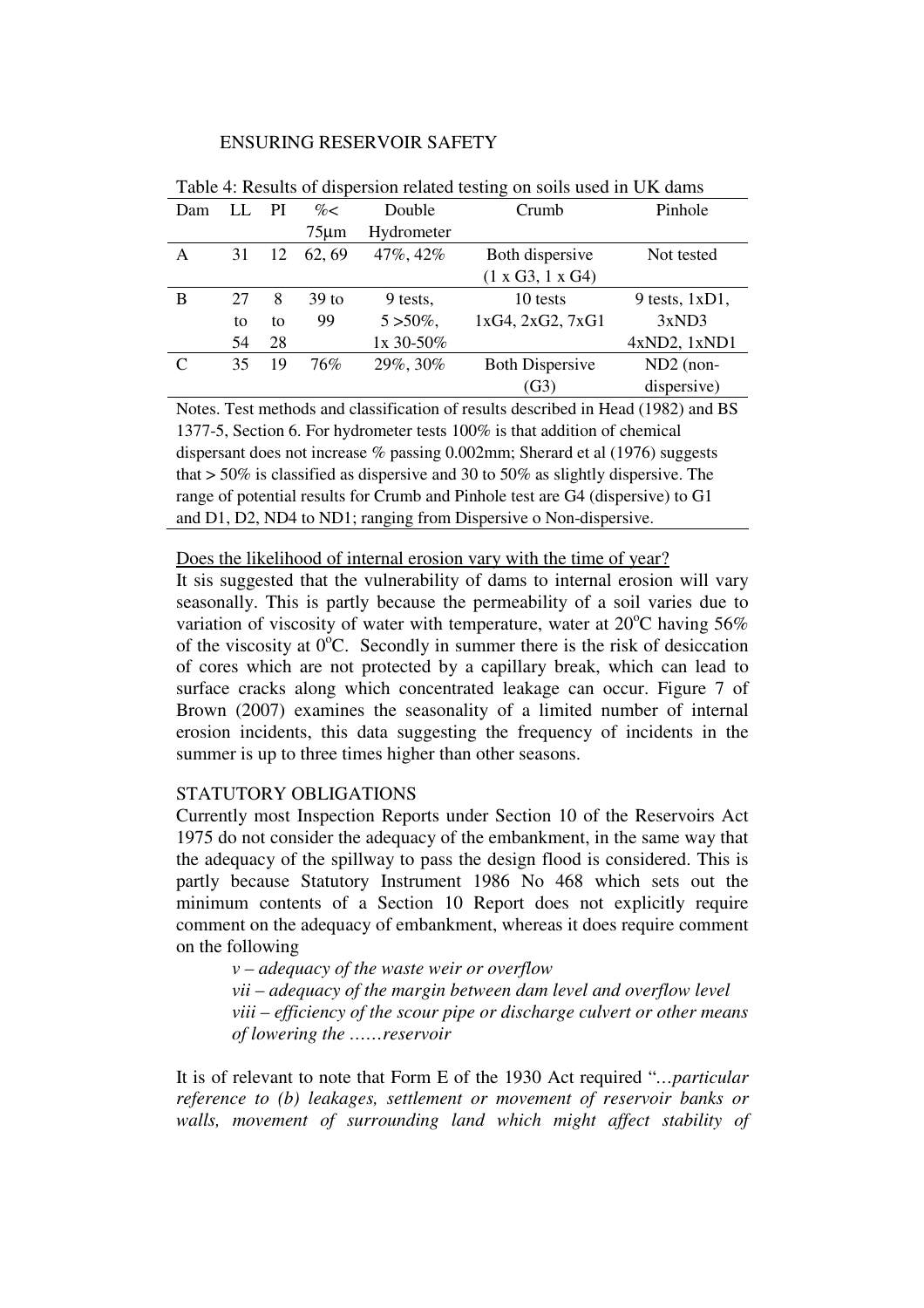Table 4: Results of dispersion related testing on soils used in UK dams

| Dam | LL | PI | %< 75μm | Double Hydrometer | Crumb | Pinhole |
|---|---|---|---|---|---|---|
| A | 31 | 12 | 62, 69 | 47%, 42% | Both dispersive (1 x G3, 1 x G4) | Not tested |
| B | 27 to 54 | 8 to 28 | 39 to 99 | 9 tests, 5 >50%, 1x 30-50% | 10 tests 1xG4, 2xG2, 7xG1 | 9 tests, 1xD1, 3xND3 4xND2, 1xND1 |
| C | 35 | 19 | 76% | 29%, 30% | Both Dispersive (G3) | ND2 (non-dispersive) |

Notes. Test methods and classification of results described in Head (1982) and BS 1377-5, Section 6. For hydrometer tests 100% is that addition of chemical dispersant does not increase % passing 0.002mm; Sherard et al (1976) suggests that > 50% is classified as dispersive and 30 to 50% as slightly dispersive. The range of potential results for Crumb and Pinhole test are G4 (dispersive) to G1 and D1, D2, ND4 to ND1; ranging from Dispersive o Non-dispersive.

### Does the likelihood of internal erosion vary with the time of year?

It sis suggested that the vulnerability of dams to internal erosion will vary seasonally. This is partly because the permeability of a soil varies due to variation of viscosity of water with temperature, water at 20°C having 56% of the viscosity at 0°C. Secondly in summer there is the risk of desiccation of cores which are not protected by a capillary break, which can lead to surface cracks along which concentrated leakage can occur. Figure 7 of Brown (2007) examines the seasonality of a limited number of internal erosion incidents, this data suggesting the frequency of incidents in the summer is up to three times higher than other seasons.

## STATUTORY OBLIGATIONS

Currently most Inspection Reports under Section 10 of the Reservoirs Act 1975 do not consider the adequacy of the embankment, in the same way that the adequacy of the spillway to pass the design flood is considered. This is partly because Statutory Instrument 1986 No 468 which sets out the minimum contents of a Section 10 Report does not explicitly require comment on the adequacy of embankment, whereas it does require comment on the following

> *v – adequacy of the waste weir or overflow*
> *vii – adequacy of the margin between dam level and overflow level*
> *viii – efficiency of the scour pipe or discharge culvert or other means of lowering the ……reservoir*

It is of relevant to note that Form E of the 1930 Act required "*…particular reference to (b) leakages, settlement or movement of reservoir banks or walls, movement of surrounding land which might affect stability of*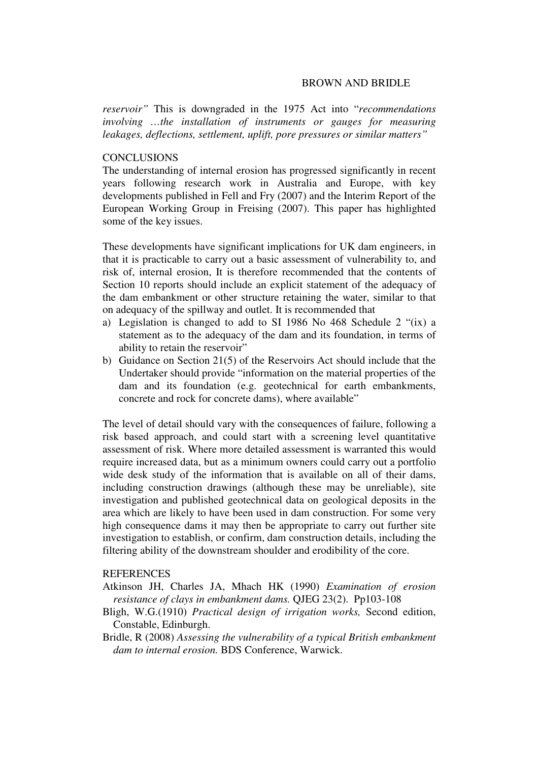*reservoir"* This is downgraded in the 1975 Act into "*recommendations involving …the installation of instruments or gauges for measuring leakages, deflections, settlement, uplift, pore pressures or similar matters"*

## CONCLUSIONS

The understanding of internal erosion has progressed significantly in recent years following research work in Australia and Europe, with key developments published in Fell and Fry (2007) and the Interim Report of the European Working Group in Freising (2007). This paper has highlighted some of the key issues.

These developments have significant implications for UK dam engineers, in that it is practicable to carry out a basic assessment of vulnerability to, and risk of, internal erosion, It is therefore recommended that the contents of Section 10 reports should include an explicit statement of the adequacy of the dam embankment or other structure retaining the water, similar to that on adequacy of the spillway and outlet. It is recommended that

a) Legislation is changed to add to SI 1986 No 468 Schedule 2 "(ix) a statement as to the adequacy of the dam and its foundation, in terms of ability to retain the reservoir"
b) Guidance on Section 21(5) of the Reservoirs Act should include that the Undertaker should provide "information on the material properties of the dam and its foundation (e.g. geotechnical for earth embankments, concrete and rock for concrete dams), where available"

The level of detail should vary with the consequences of failure, following a risk based approach, and could start with a screening level quantitative assessment of risk. Where more detailed assessment is warranted this would require increased data, but as a minimum owners could carry out a portfolio wide desk study of the information that is available on all of their dams, including construction drawings (although these may be unreliable), site investigation and published geotechnical data on geological deposits in the area which are likely to have been used in dam construction. For some very high consequence dams it may then be appropriate to carry out further site investigation to establish, or confirm, dam construction details, including the filtering ability of the downstream shoulder and erodibility of the core.

## REFERENCES

Atkinson JH, Charles JA, Mhach HK (1990) *Examination of erosion resistance of clays in embankment dams.* QJEG 23(2). Pp103-108

Bligh, W.G.(1910) *Practical design of irrigation works,* Second edition, Constable, Edinburgh.

Bridle, R (2008) *Assessing the vulnerability of a typical British embankment dam to internal erosion.* BDS Conference, Warwick.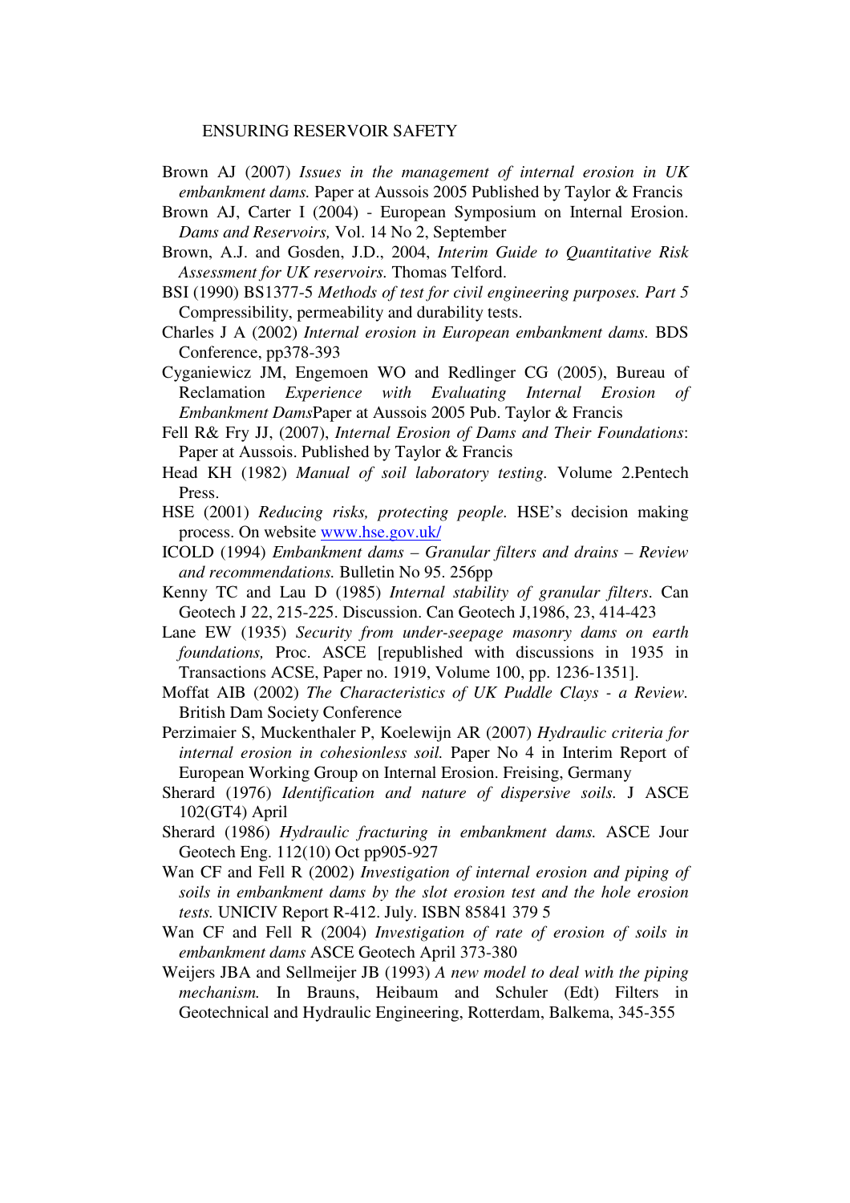Brown AJ (2007) *Issues in the management of internal erosion in UK embankment dams.* Paper at Aussois 2005 Published by Taylor & Francis

Brown AJ, Carter I (2004) - European Symposium on Internal Erosion. *Dams and Reservoirs,* Vol. 14 No 2, September

Brown, A.J. and Gosden, J.D., 2004, *Interim Guide to Quantitative Risk Assessment for UK reservoirs.* Thomas Telford.

BSI (1990) BS1377-5 *Methods of test for civil engineering purposes. Part 5* Compressibility, permeability and durability tests.

Charles J A (2002) *Internal erosion in European embankment dams.* BDS Conference, pp378-393

Cyganiewicz JM, Engemoen WO and Redlinger CG (2005), Bureau of Reclamation *Experience with Evaluating Internal Erosion of Embankment Dams*Paper at Aussois 2005 Pub. Taylor & Francis

Fell R& Fry JJ, (2007), *Internal Erosion of Dams and Their Foundations*: Paper at Aussois. Published by Taylor & Francis

Head KH (1982) *Manual of soil laboratory testing.* Volume 2.Pentech Press.

HSE (2001) *Reducing risks, protecting people.* HSE's decision making process. On website www.hse.gov.uk/

ICOLD (1994) *Embankment dams – Granular filters and drains – Review and recommendations.* Bulletin No 95. 256pp

Kenny TC and Lau D (1985) *Internal stability of granular filters.* Can Geotech J 22, 215-225. Discussion. Can Geotech J,1986, 23, 414-423

Lane EW (1935) *Security from under-seepage masonry dams on earth foundations,* Proc. ASCE [republished with discussions in 1935 in Transactions ACSE, Paper no. 1919, Volume 100, pp. 1236-1351].

Moffat AIB (2002) *The Characteristics of UK Puddle Clays - a Review.* British Dam Society Conference

Perzimaier S, Muckenthaler P, Koelewijn AR (2007) *Hydraulic criteria for internal erosion in cohesionless soil.* Paper No 4 in Interim Report of European Working Group on Internal Erosion. Freising, Germany

Sherard (1976) *Identification and nature of dispersive soils.* J ASCE 102(GT4) April

Sherard (1986) *Hydraulic fracturing in embankment dams.* ASCE Jour Geotech Eng. 112(10) Oct pp905-927

Wan CF and Fell R (2002) *Investigation of internal erosion and piping of soils in embankment dams by the slot erosion test and the hole erosion tests.* UNICIV Report R-412. July. ISBN 85841 379 5

Wan CF and Fell R (2004) *Investigation of rate of erosion of soils in embankment dams* ASCE Geotech April 373-380

Weijers JBA and Sellmeijer JB (1993) *A new model to deal with the piping mechanism.* In Brauns, Heibaum and Schuler (Edt) Filters in Geotechnical and Hydraulic Engineering, Rotterdam, Balkema, 345-355